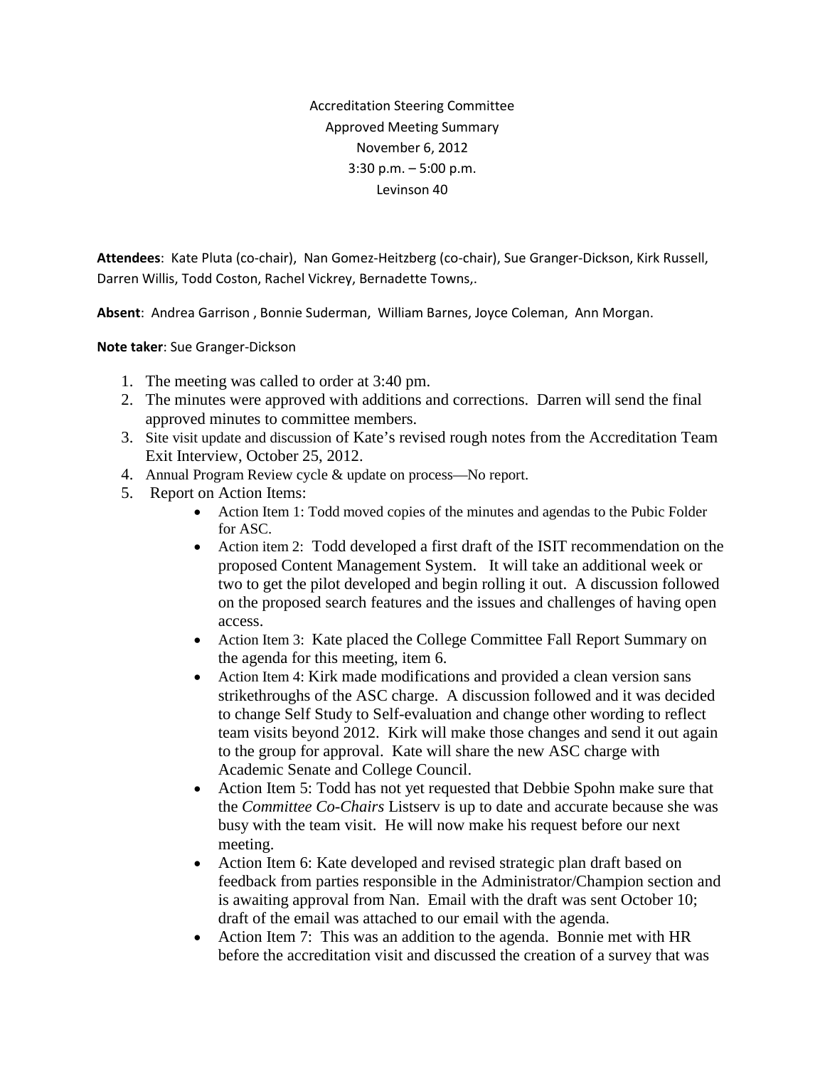Accreditation Steering Committee
Approved Meeting Summary
November 6, 2012
3:30 p.m. – 5:00 p.m.
Levinson 40

**Attendees**: Kate Pluta (co-chair), Nan Gomez-Heitzberg (co-chair), Sue Granger-Dickson, Kirk Russell, Darren Willis, Todd Coston, Rachel Vickrey, Bernadette Towns,.

**Absent**: Andrea Garrison , Bonnie Suderman, William Barnes, Joyce Coleman, Ann Morgan.

**Note taker**: Sue Granger-Dickson

1. The meeting was called to order at 3:40 pm.
2. The minutes were approved with additions and corrections. Darren will send the final approved minutes to committee members.
3. Site visit update and discussion of Kate's revised rough notes from the Accreditation Team Exit Interview, October 25, 2012.
4. Annual Program Review cycle & update on process—No report.
5. Report on Action Items:
   - Action Item 1: Todd moved copies of the minutes and agendas to the Pubic Folder for ASC.
   - Action item 2: Todd developed a first draft of the ISIT recommendation on the proposed Content Management System. It will take an additional week or two to get the pilot developed and begin rolling it out. A discussion followed on the proposed search features and the issues and challenges of having open access.
   - Action Item 3: Kate placed the College Committee Fall Report Summary on the agenda for this meeting, item 6.
   - Action Item 4: Kirk made modifications and provided a clean version sans strikethroughs of the ASC charge. A discussion followed and it was decided to change Self Study to Self-evaluation and change other wording to reflect team visits beyond 2012. Kirk will make those changes and send it out again to the group for approval. Kate will share the new ASC charge with Academic Senate and College Council.
   - Action Item 5: Todd has not yet requested that Debbie Spohn make sure that the *Committee Co-Chairs* Listserv is up to date and accurate because she was busy with the team visit. He will now make his request before our next meeting.
   - Action Item 6: Kate developed and revised strategic plan draft based on feedback from parties responsible in the Administrator/Champion section and is awaiting approval from Nan. Email with the draft was sent October 10; draft of the email was attached to our email with the agenda.
   - Action Item 7: This was an addition to the agenda. Bonnie met with HR before the accreditation visit and discussed the creation of a survey that was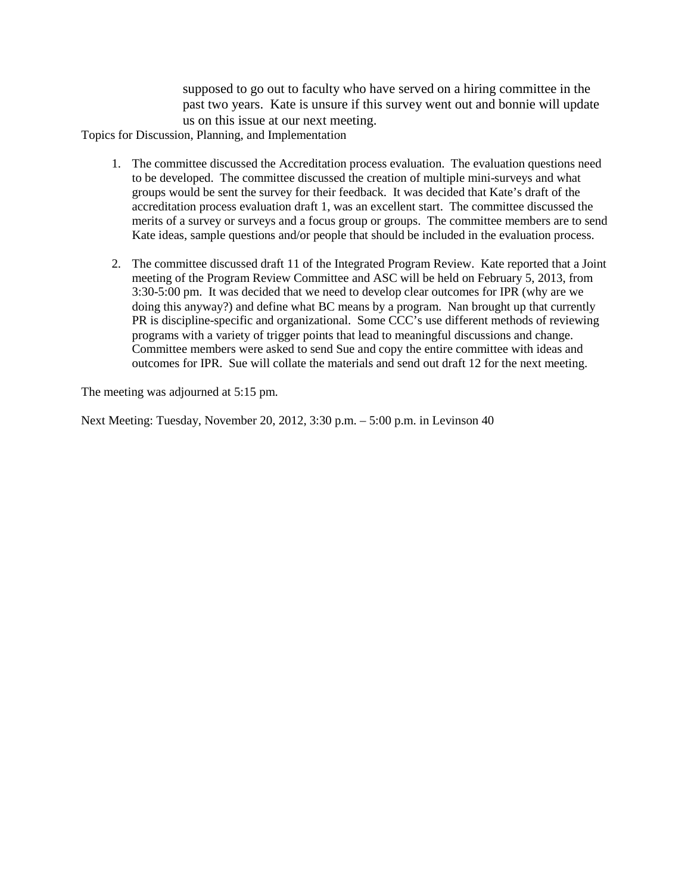supposed to go out to faculty who have served on a hiring committee in the past two years. Kate is unsure if this survey went out and bonnie will update us on this issue at our next meeting.

Topics for Discussion, Planning, and Implementation

1. The committee discussed the Accreditation process evaluation. The evaluation questions need to be developed. The committee discussed the creation of multiple mini-surveys and what groups would be sent the survey for their feedback. It was decided that Kate's draft of the accreditation process evaluation draft 1, was an excellent start. The committee discussed the merits of a survey or surveys and a focus group or groups. The committee members are to send Kate ideas, sample questions and/or people that should be included in the evaluation process.

2. The committee discussed draft 11 of the Integrated Program Review. Kate reported that a Joint meeting of the Program Review Committee and ASC will be held on February 5, 2013, from 3:30-5:00 pm. It was decided that we need to develop clear outcomes for IPR (why are we doing this anyway?) and define what BC means by a program. Nan brought up that currently PR is discipline-specific and organizational. Some CCC's use different methods of reviewing programs with a variety of trigger points that lead to meaningful discussions and change. Committee members were asked to send Sue and copy the entire committee with ideas and outcomes for IPR. Sue will collate the materials and send out draft 12 for the next meeting.

The meeting was adjourned at 5:15 pm.

Next Meeting: Tuesday, November 20, 2012, 3:30 p.m. – 5:00 p.m. in Levinson 40